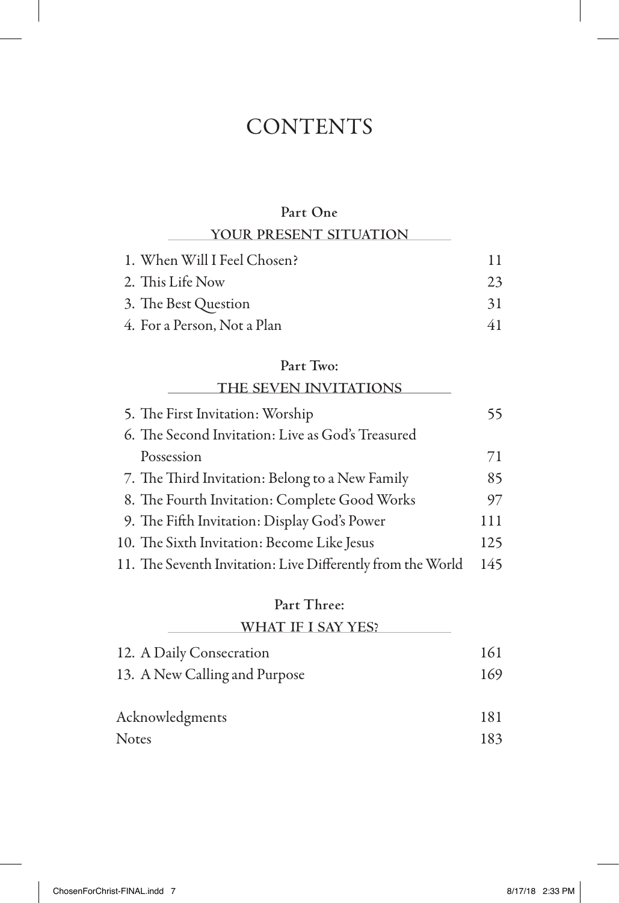# CONTENTS

## Part One

### YOUR PRESENT SITUATION

| | |
|---|---|
| 1. When Will I Feel Chosen? | 11 |
| 2. This Life Now | 23 |
| 3. The Best Question | 31 |
| 4. For a Person, Not a Plan | 41 |

## Part Two:

### THE SEVEN INVITATIONS

| | |
|---|---|
| 5. The First Invitation: Worship | 55 |
| 6. The Second Invitation: Live as God's Treasured Possession | 71 |
| 7. The Third Invitation: Belong to a New Family | 85 |
| 8. The Fourth Invitation: Complete Good Works | 97 |
| 9. The Fifth Invitation: Display God's Power | 111 |
| 10. The Sixth Invitation: Become Like Jesus | 125 |
| 11. The Seventh Invitation: Live Differently from the World | 145 |

## Part Three:

### WHAT IF I SAY YES?

| | |
|---|---|
| 12. A Daily Consecration | 161 |
| 13. A New Calling and Purpose | 169 |

| | |
|---|---|
| Acknowledgments | 181 |
| Notes | 183 |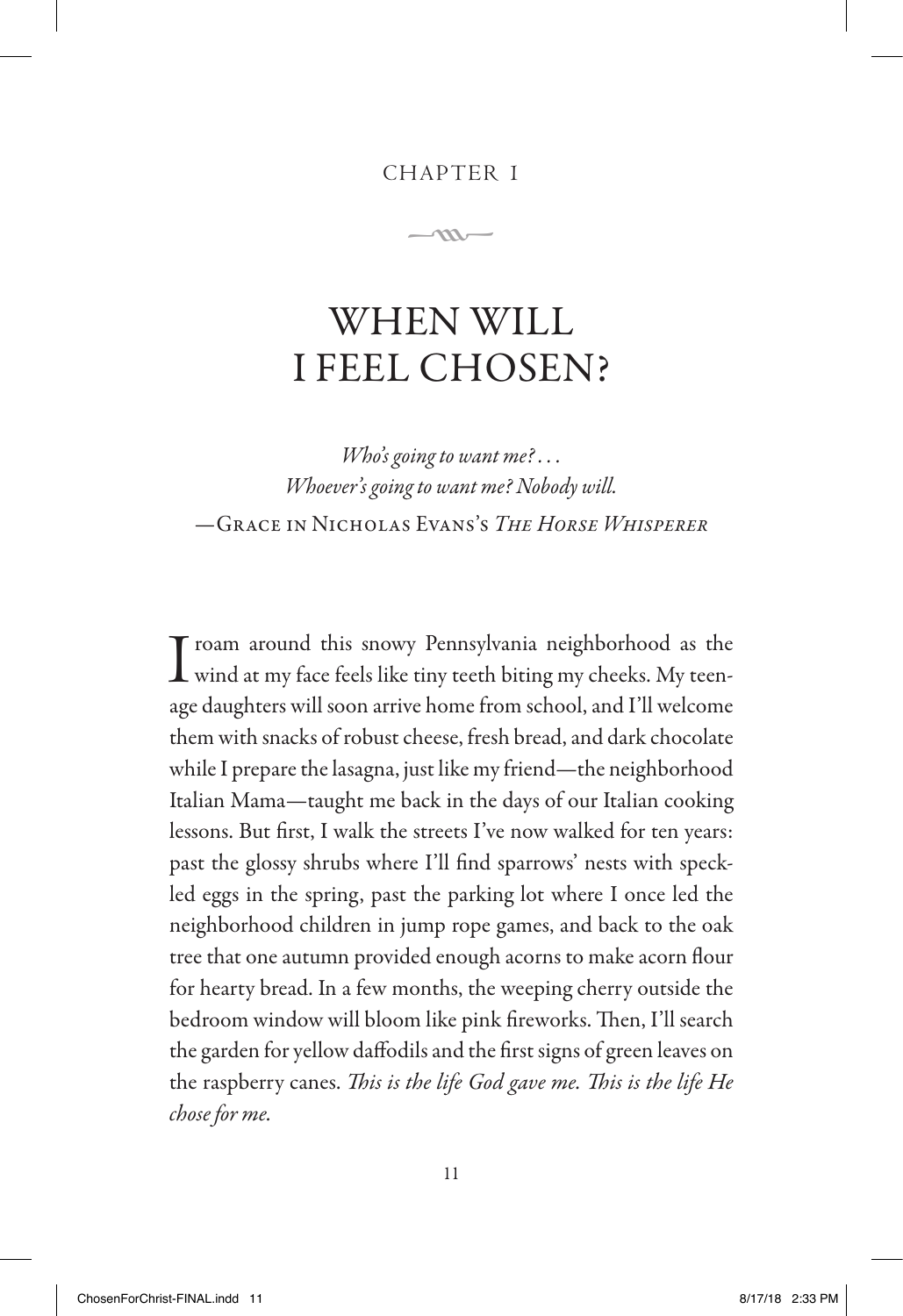CHAPTER 1

# WHEN WILL I FEEL CHOSEN?

*Who's going to want me?…*
*Whoever's going to want me? Nobody will.*
—Grace in Nicholas Evans's *The Horse Whisperer*

I roam around this snowy Pennsylvania neighborhood as the wind at my face feels like tiny teeth biting my cheeks. My teenage daughters will soon arrive home from school, and I'll welcome them with snacks of robust cheese, fresh bread, and dark chocolate while I prepare the lasagna, just like my friend—the neighborhood Italian Mama—taught me back in the days of our Italian cooking lessons. But first, I walk the streets I've now walked for ten years: past the glossy shrubs where I'll find sparrows' nests with speckled eggs in the spring, past the parking lot where I once led the neighborhood children in jump rope games, and back to the oak tree that one autumn provided enough acorns to make acorn flour for hearty bread. In a few months, the weeping cherry outside the bedroom window will bloom like pink fireworks. Then, I'll search the garden for yellow daffodils and the first signs of green leaves on the raspberry canes. *This is the life God gave me. This is the life He chose for me.*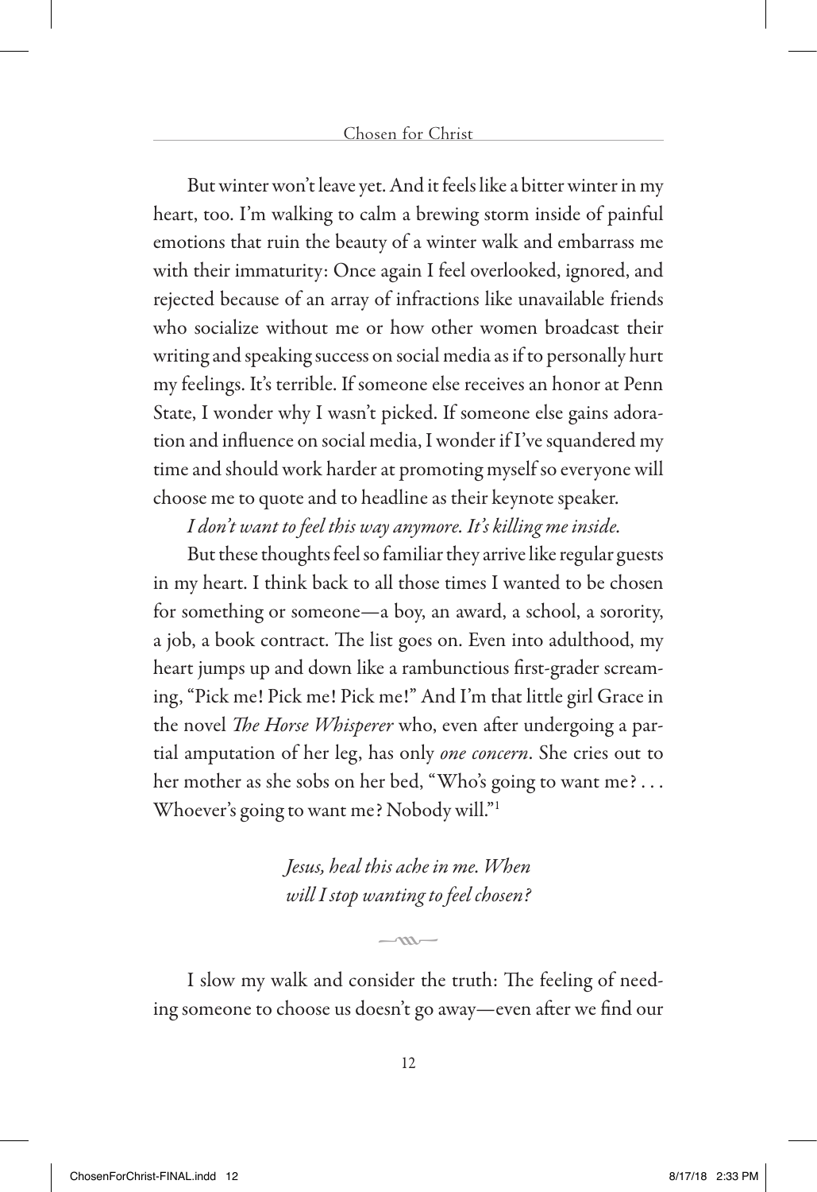But winter won't leave yet. And it feels like a bitter winter in my heart, too. I'm walking to calm a brewing storm inside of painful emotions that ruin the beauty of a winter walk and embarrass me with their immaturity: Once again I feel overlooked, ignored, and rejected because of an array of infractions like unavailable friends who socialize without me or how other women broadcast their writing and speaking success on social media as if to personally hurt my feelings. It's terrible. If someone else receives an honor at Penn State, I wonder why I wasn't picked. If someone else gains adoration and influence on social media, I wonder if I've squandered my time and should work harder at promoting myself so everyone will choose me to quote and to headline as their keynote speaker.

*I don't want to feel this way anymore. It's killing me inside.*

But these thoughts feel so familiar they arrive like regular guests in my heart. I think back to all those times I wanted to be chosen for something or someone—a boy, an award, a school, a sorority, a job, a book contract. The list goes on. Even into adulthood, my heart jumps up and down like a rambunctious first-grader screaming, "Pick me! Pick me! Pick me!" And I'm that little girl Grace in the novel *The Horse Whisperer* who, even after undergoing a partial amputation of her leg, has only *one concern*. She cries out to her mother as she sobs on her bed, "Who's going to want me? . . . Whoever's going to want me? Nobody will."[1]

*Jesus, heal this ache in me. When will I stop wanting to feel chosen?*

I slow my walk and consider the truth: The feeling of needing someone to choose us doesn't go away—even after we find our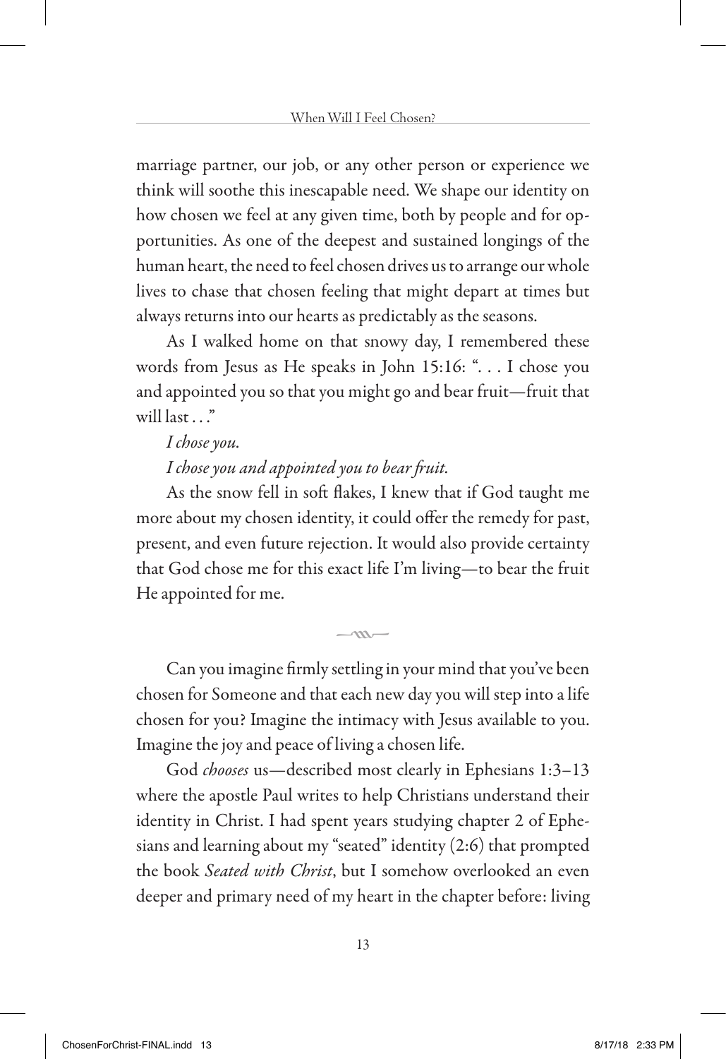marriage partner, our job, or any other person or experience we think will soothe this inescapable need. We shape our identity on how chosen we feel at any given time, both by people and for opportunities. As one of the deepest and sustained longings of the human heart, the need to feel chosen drives us to arrange our whole lives to chase that chosen feeling that might depart at times but always returns into our hearts as predictably as the seasons.

As I walked home on that snowy day, I remembered these words from Jesus as He speaks in John 15:16: ". . . I chose you and appointed you so that you might go and bear fruit—fruit that will last . . ."

*I chose you.*

*I chose you and appointed you to bear fruit.*

As the snow fell in soft flakes, I knew that if God taught me more about my chosen identity, it could offer the remedy for past, present, and even future rejection. It would also provide certainty that God chose me for this exact life I'm living—to bear the fruit He appointed for me.

---

Can you imagine firmly settling in your mind that you've been chosen for Someone and that each new day you will step into a life chosen for you? Imagine the intimacy with Jesus available to you. Imagine the joy and peace of living a chosen life.

God *chooses* us—described most clearly in Ephesians 1:3–13 where the apostle Paul writes to help Christians understand their identity in Christ. I had spent years studying chapter 2 of Ephesians and learning about my "seated" identity (2:6) that prompted the book *Seated with Christ*, but I somehow overlooked an even deeper and primary need of my heart in the chapter before: living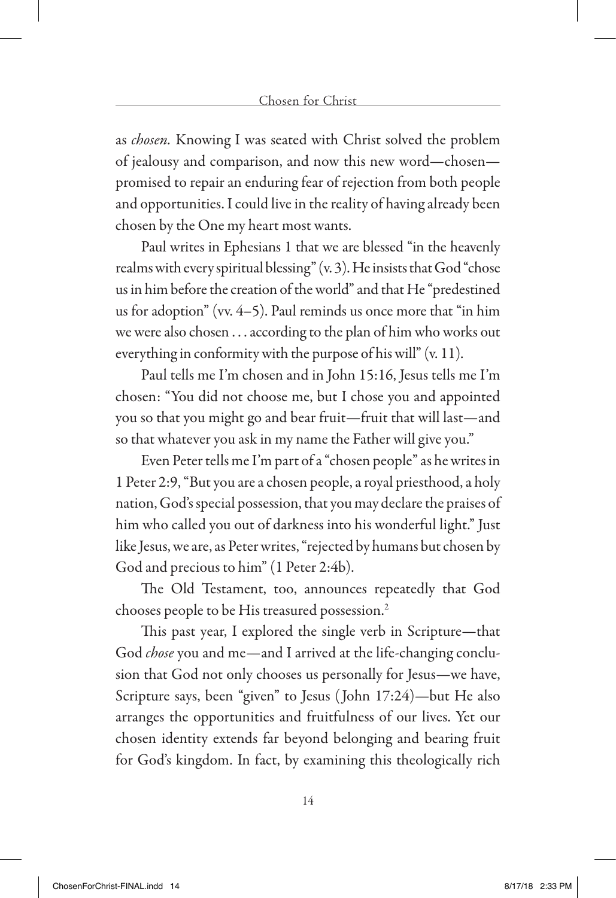as *chosen*. Knowing I was seated with Christ solved the problem of jealousy and comparison, and now this new word—chosen—promised to repair an enduring fear of rejection from both people and opportunities. I could live in the reality of having already been chosen by the One my heart most wants.

Paul writes in Ephesians 1 that we are blessed "in the heavenly realms with every spiritual blessing" (v. 3). He insists that God "chose us in him before the creation of the world" and that He "predestined us for adoption" (vv. 4–5). Paul reminds us once more that "in him we were also chosen . . . according to the plan of him who works out everything in conformity with the purpose of his will" (v. 11).

Paul tells me I'm chosen and in John 15:16, Jesus tells me I'm chosen: "You did not choose me, but I chose you and appointed you so that you might go and bear fruit—fruit that will last—and so that whatever you ask in my name the Father will give you."

Even Peter tells me I'm part of a "chosen people" as he writes in 1 Peter 2:9, "But you are a chosen people, a royal priesthood, a holy nation, God's special possession, that you may declare the praises of him who called you out of darkness into his wonderful light." Just like Jesus, we are, as Peter writes, "rejected by humans but chosen by God and precious to him" (1 Peter 2:4b).

The Old Testament, too, announces repeatedly that God chooses people to be His treasured possession.[2]

This past year, I explored the single verb in Scripture—that God *chose* you and me—and I arrived at the life-changing conclusion that God not only chooses us personally for Jesus—we have, Scripture says, been "given" to Jesus (John 17:24)—but He also arranges the opportunities and fruitfulness of our lives. Yet our chosen identity extends far beyond belonging and bearing fruit for God's kingdom. In fact, by examining this theologically rich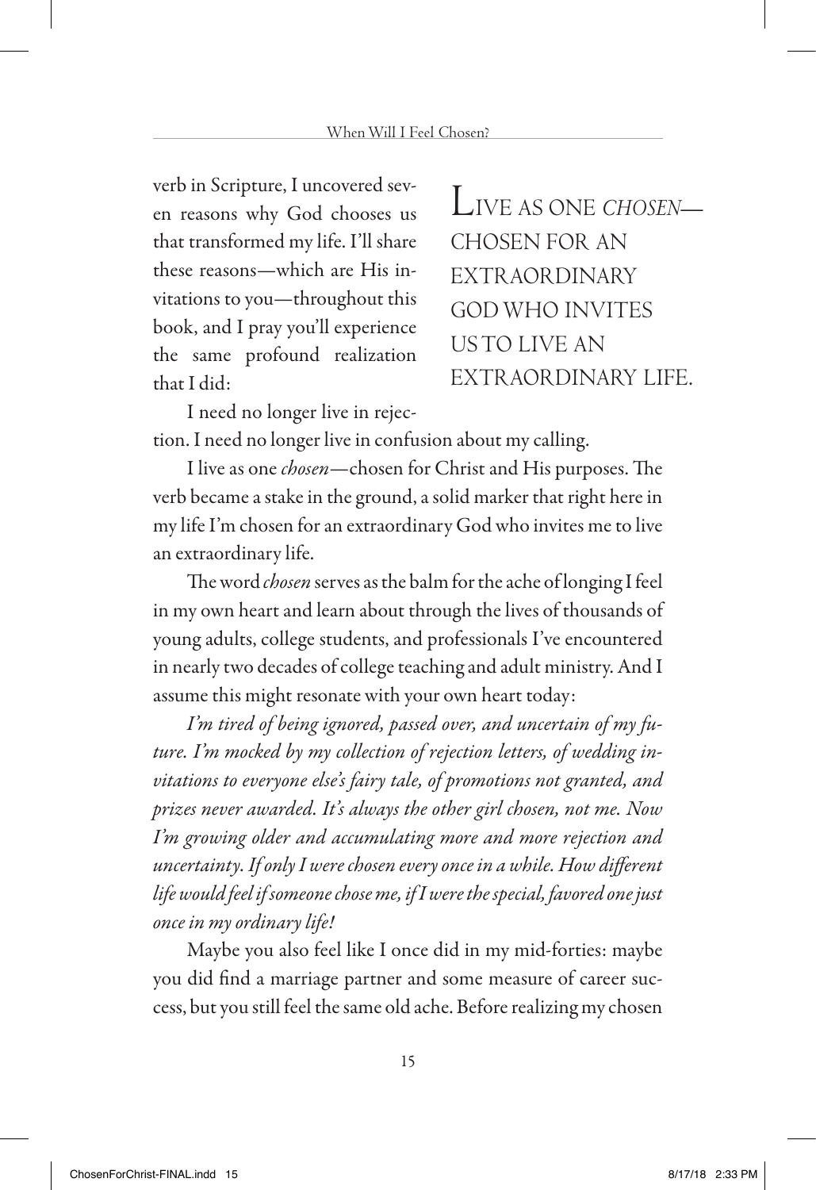verb in Scripture, I uncovered seven reasons why God chooses us that transformed my life. I'll share these reasons—which are His invitations to you—throughout this book, and I pray you'll experience the same profound realization that I did:

> LIVE AS ONE *CHOSEN*—CHOSEN FOR AN EXTRAORDINARY GOD WHO INVITES US TO LIVE AN EXTRAORDINARY LIFE.

I need no longer live in rejection. I need no longer live in confusion about my calling.

I live as one *chosen*—chosen for Christ and His purposes. The verb became a stake in the ground, a solid marker that right here in my life I'm chosen for an extraordinary God who invites me to live an extraordinary life.

The word *chosen* serves as the balm for the ache of longing I feel in my own heart and learn about through the lives of thousands of young adults, college students, and professionals I've encountered in nearly two decades of college teaching and adult ministry. And I assume this might resonate with your own heart today:

*I'm tired of being ignored, passed over, and uncertain of my future. I'm mocked by my collection of rejection letters, of wedding invitations to everyone else's fairy tale, of promotions not granted, and prizes never awarded. It's always the other girl chosen, not me. Now I'm growing older and accumulating more and more rejection and uncertainty. If only I were chosen every once in a while. How different life would feel if someone chose me, if I were the special, favored one just once in my ordinary life!*

Maybe you also feel like I once did in my mid-forties: maybe you did find a marriage partner and some measure of career success, but you still feel the same old ache. Before realizing my chosen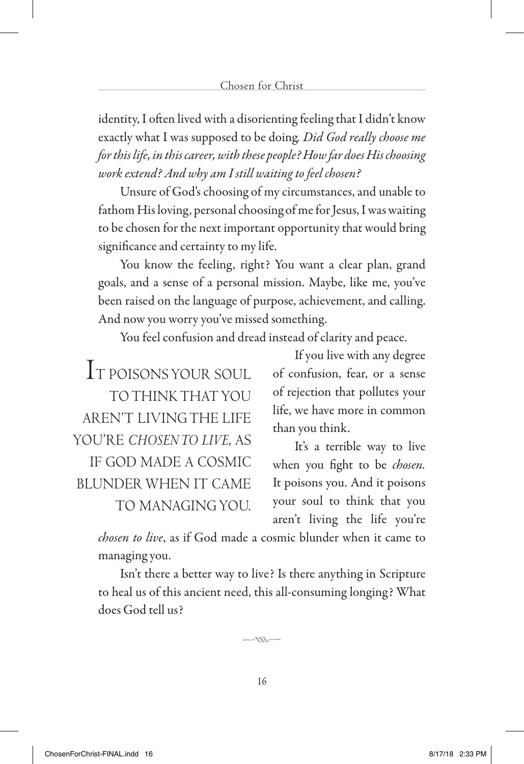identity, I often lived with a disorienting feeling that I didn't know exactly what I was supposed to be doing. *Did God really choose me for this life, in this career, with these people? How far does His choosing work extend? And why am I still waiting to feel chosen?*

Unsure of God's choosing of my circumstances, and unable to fathom His loving, personal choosing of me for Jesus, I was waiting to be chosen for the next important opportunity that would bring significance and certainty to my life.

You know the feeling, right? You want a clear plan, grand goals, and a sense of a personal mission. Maybe, like me, you've been raised on the language of purpose, achievement, and calling. And now you worry you've missed something.

You feel confusion and dread instead of clarity and peace.

> IT POISONS YOUR SOUL TO THINK THAT YOU AREN'T LIVING THE LIFE YOU'RE *CHOSEN TO LIVE,* AS IF GOD MADE A COSMIC BLUNDER WHEN IT CAME TO MANAGING YOU.

If you live with any degree of confusion, fear, or a sense of rejection that pollutes your life, we have more in common than you think.

It's a terrible way to live when you fight to be *chosen*. It poisons you. And it poisons your soul to think that you aren't living the life you're *chosen to live*, as if God made a cosmic blunder when it came to managing you.

Isn't there a better way to live? Is there anything in Scripture to heal us of this ancient need, this all-consuming longing? What does God tell us?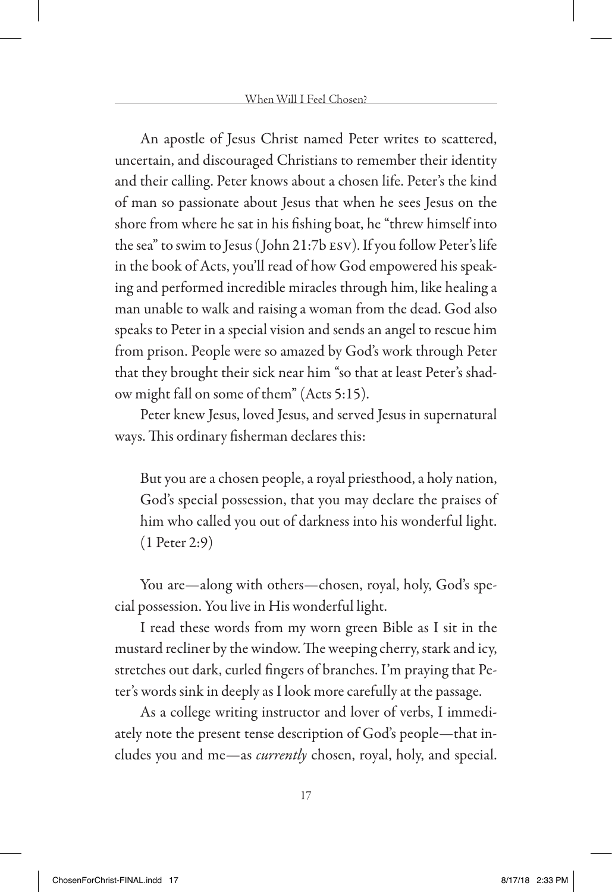An apostle of Jesus Christ named Peter writes to scattered, uncertain, and discouraged Christians to remember their identity and their calling. Peter knows about a chosen life. Peter's the kind of man so passionate about Jesus that when he sees Jesus on the shore from where he sat in his fishing boat, he "threw himself into the sea" to swim to Jesus (John 21:7b ESV). If you follow Peter's life in the book of Acts, you'll read of how God empowered his speaking and performed incredible miracles through him, like healing a man unable to walk and raising a woman from the dead. God also speaks to Peter in a special vision and sends an angel to rescue him from prison. People were so amazed by God's work through Peter that they brought their sick near him "so that at least Peter's shadow might fall on some of them" (Acts 5:15).

Peter knew Jesus, loved Jesus, and served Jesus in supernatural ways. This ordinary fisherman declares this:

> But you are a chosen people, a royal priesthood, a holy nation, God's special possession, that you may declare the praises of him who called you out of darkness into his wonderful light. (1 Peter 2:9)

You are—along with others—chosen, royal, holy, God's special possession. You live in His wonderful light.

I read these words from my worn green Bible as I sit in the mustard recliner by the window. The weeping cherry, stark and icy, stretches out dark, curled fingers of branches. I'm praying that Peter's words sink in deeply as I look more carefully at the passage.

As a college writing instructor and lover of verbs, I immediately note the present tense description of God's people—that includes you and me—as *currently* chosen, royal, holy, and special.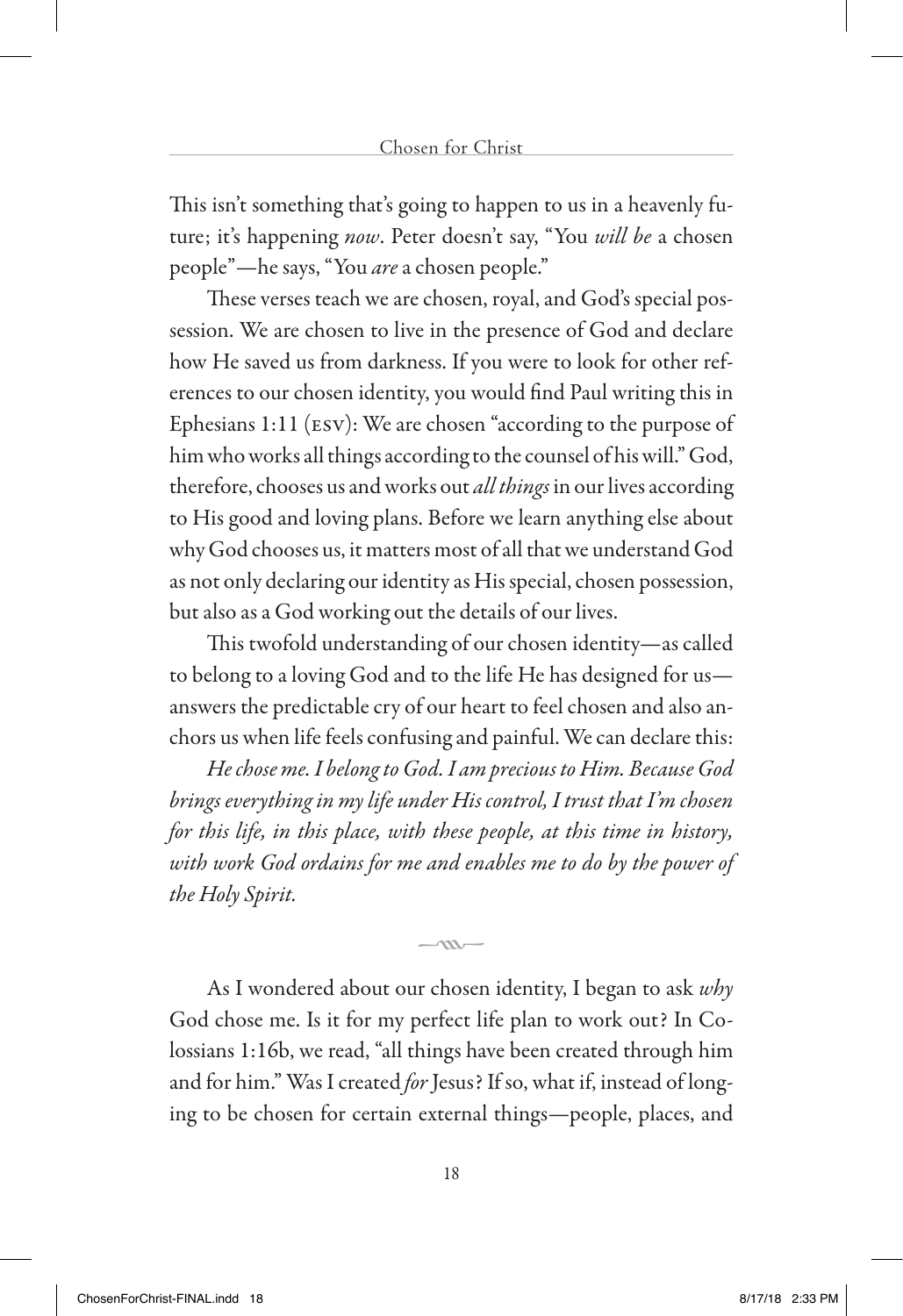This isn't something that's going to happen to us in a heavenly future; it's happening *now*. Peter doesn't say, "You *will be* a chosen people"—he says, "You *are* a chosen people."

These verses teach we are chosen, royal, and God's special possession. We are chosen to live in the presence of God and declare how He saved us from darkness. If you were to look for other references to our chosen identity, you would find Paul writing this in Ephesians 1:11 (ESV): We are chosen "according to the purpose of him who works all things according to the counsel of his will." God, therefore, chooses us and works out *all things* in our lives according to His good and loving plans. Before we learn anything else about why God chooses us, it matters most of all that we understand God as not only declaring our identity as His special, chosen possession, but also as a God working out the details of our lives.

This twofold understanding of our chosen identity—as called to belong to a loving God and to the life He has designed for us—answers the predictable cry of our heart to feel chosen and also anchors us when life feels confusing and painful. We can declare this:

*He chose me. I belong to God. I am precious to Him. Because God brings everything in my life under His control, I trust that I'm chosen for this life, in this place, with these people, at this time in history, with work God ordains for me and enables me to do by the power of the Holy Spirit.*

---

As I wondered about our chosen identity, I began to ask *why* God chose me. Is it for my perfect life plan to work out? In Colossians 1:16b, we read, "all things have been created through him and for him." Was I created *for* Jesus? If so, what if, instead of longing to be chosen for certain external things—people, places, and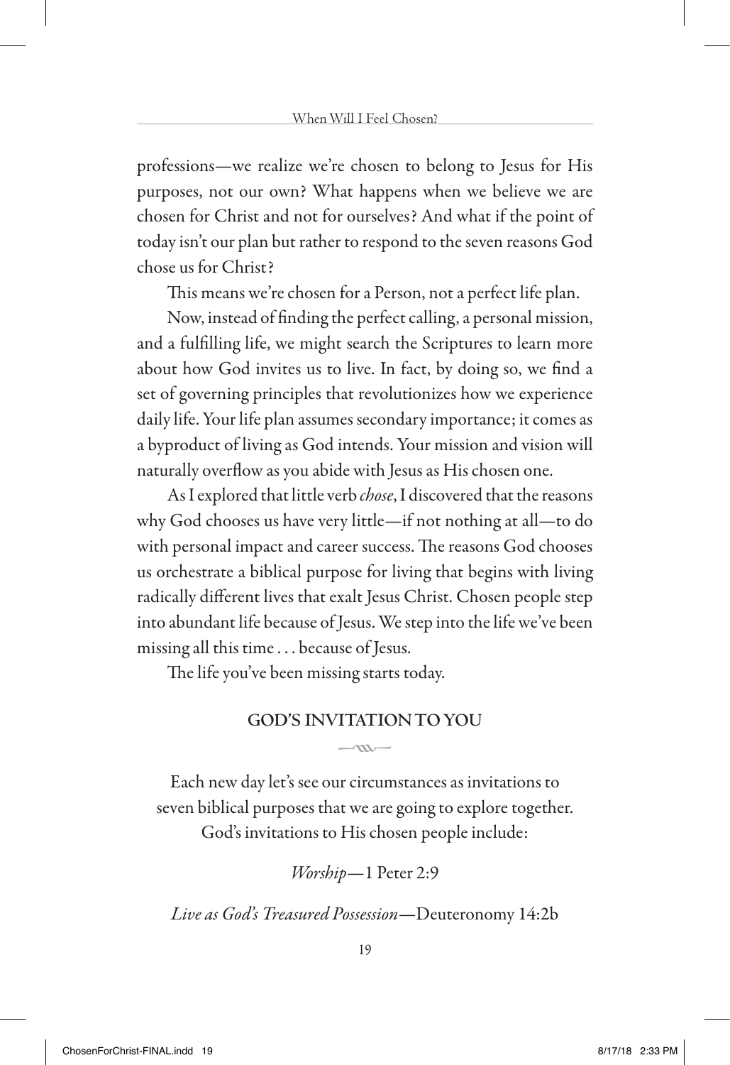professions—we realize we're chosen to belong to Jesus for His purposes, not our own? What happens when we believe we are chosen for Christ and not for ourselves? And what if the point of today isn't our plan but rather to respond to the seven reasons God chose us for Christ?

This means we're chosen for a Person, not a perfect life plan.

Now, instead of finding the perfect calling, a personal mission, and a fulfilling life, we might search the Scriptures to learn more about how God invites us to live. In fact, by doing so, we find a set of governing principles that revolutionizes how we experience daily life. Your life plan assumes secondary importance; it comes as a byproduct of living as God intends. Your mission and vision will naturally overflow as you abide with Jesus as His chosen one.

As I explored that little verb *chose*, I discovered that the reasons why God chooses us have very little—if not nothing at all—to do with personal impact and career success. The reasons God chooses us orchestrate a biblical purpose for living that begins with living radically different lives that exalt Jesus Christ. Chosen people step into abundant life because of Jesus. We step into the life we've been missing all this time . . . because of Jesus.

The life you've been missing starts today.

## GOD'S INVITATION TO YOU

Each new day let's see our circumstances as invitations to seven biblical purposes that we are going to explore together. God's invitations to His chosen people include:

*Worship*—1 Peter 2:9

*Live as God's Treasured Possession*—Deuteronomy 14:2b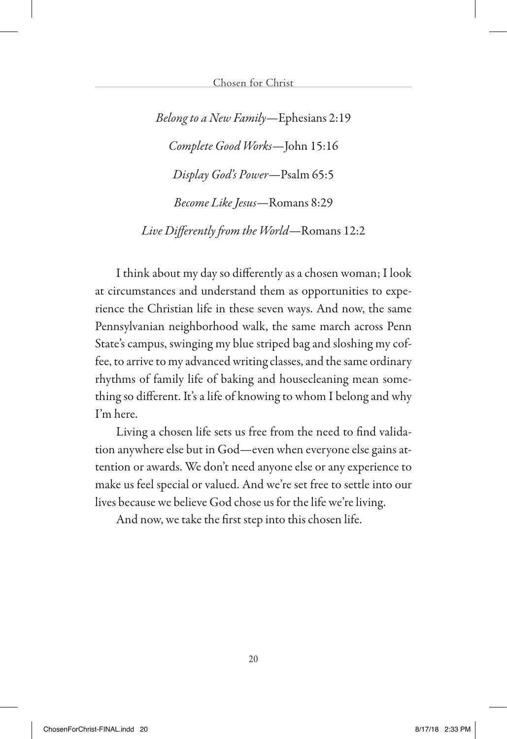*Belong to a New Family*—Ephesians 2:19

*Complete Good Works*—John 15:16

*Display God's Power*—Psalm 65:5

*Become Like Jesus*—Romans 8:29

*Live Differently from the World*—Romans 12:2

I think about my day so differently as a chosen woman; I look at circumstances and understand them as opportunities to experience the Christian life in these seven ways. And now, the same Pennsylvanian neighborhood walk, the same march across Penn State's campus, swinging my blue striped bag and sloshing my coffee, to arrive to my advanced writing classes, and the same ordinary rhythms of family life of baking and housecleaning mean something so different. It's a life of knowing to whom I belong and why I'm here.

Living a chosen life sets us free from the need to find validation anywhere else but in God—even when everyone else gains attention or awards. We don't need anyone else or any experience to make us feel special or valued. And we're set free to settle into our lives because we believe God chose us for the life we're living.

And now, we take the first step into this chosen life.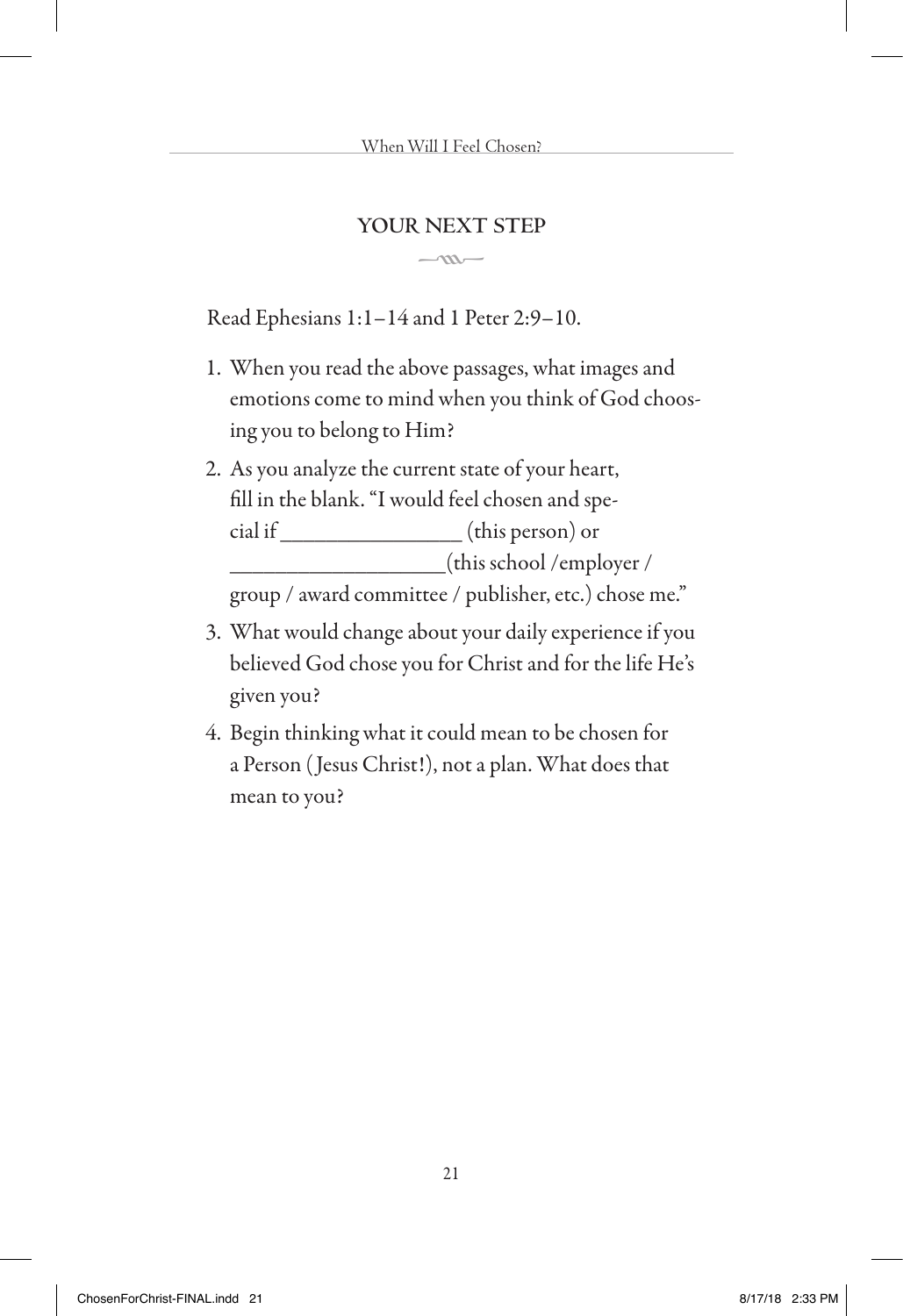## YOUR NEXT STEP

Read Ephesians 1:1–14 and 1 Peter 2:9–10.

1. When you read the above passages, what images and emotions come to mind when you think of God choosing you to belong to Him?
2. As you analyze the current state of your heart, fill in the blank. "I would feel chosen and special if _________________ (this person) or ____________________(this school /employer / group / award committee / publisher, etc.) chose me."
3. What would change about your daily experience if you believed God chose you for Christ and for the life He's given you?
4. Begin thinking what it could mean to be chosen for a Person ( Jesus Christ!), not a plan. What does that mean to you?